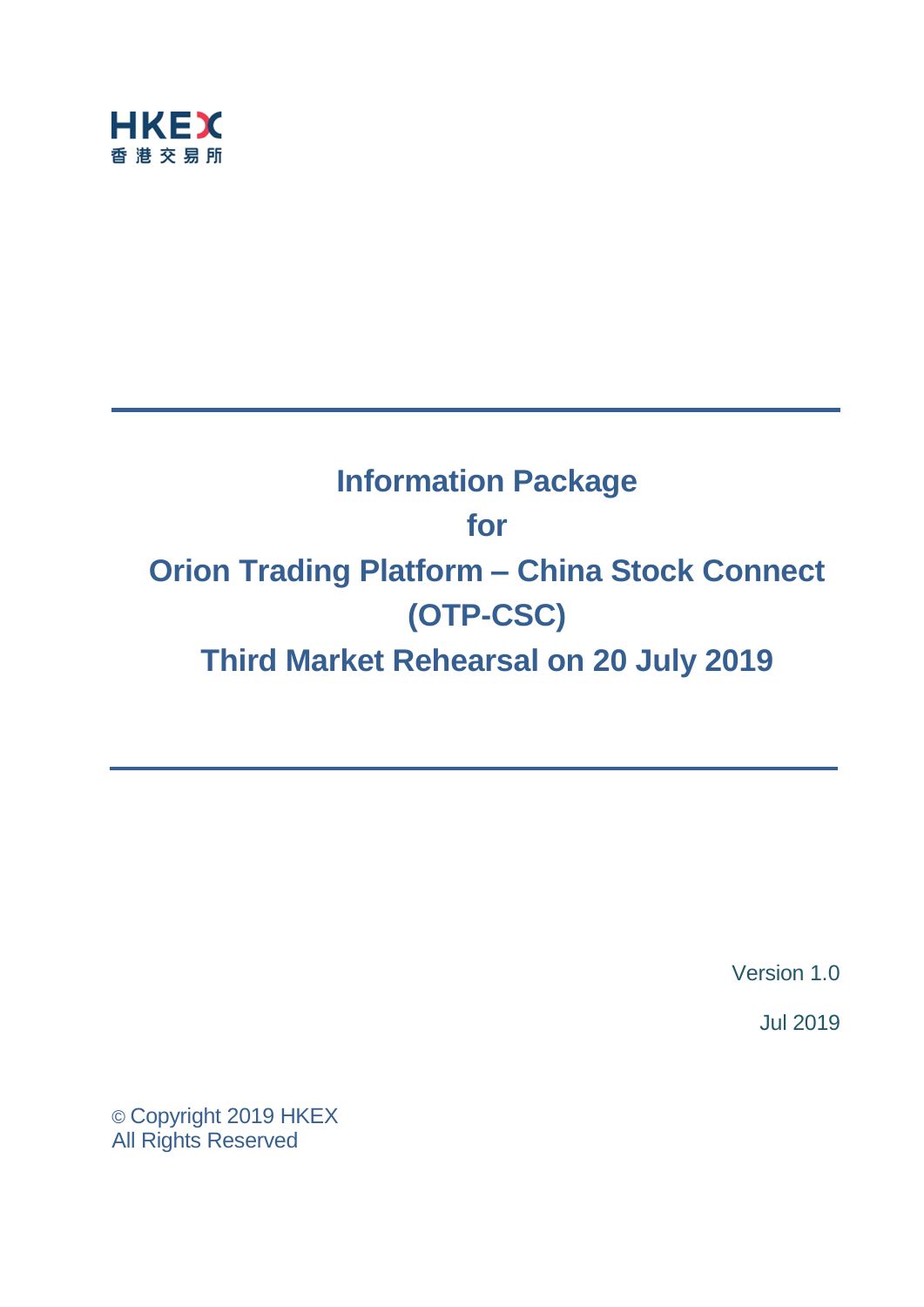HKEX
香港交易所

# Information Package
# for
# Orion Trading Platform – China Stock Connect (OTP-CSC)
# Third Market Rehearsal on 20 July 2019

Version 1.0

Jul 2019

© Copyright 2019 HKEX
All Rights Reserved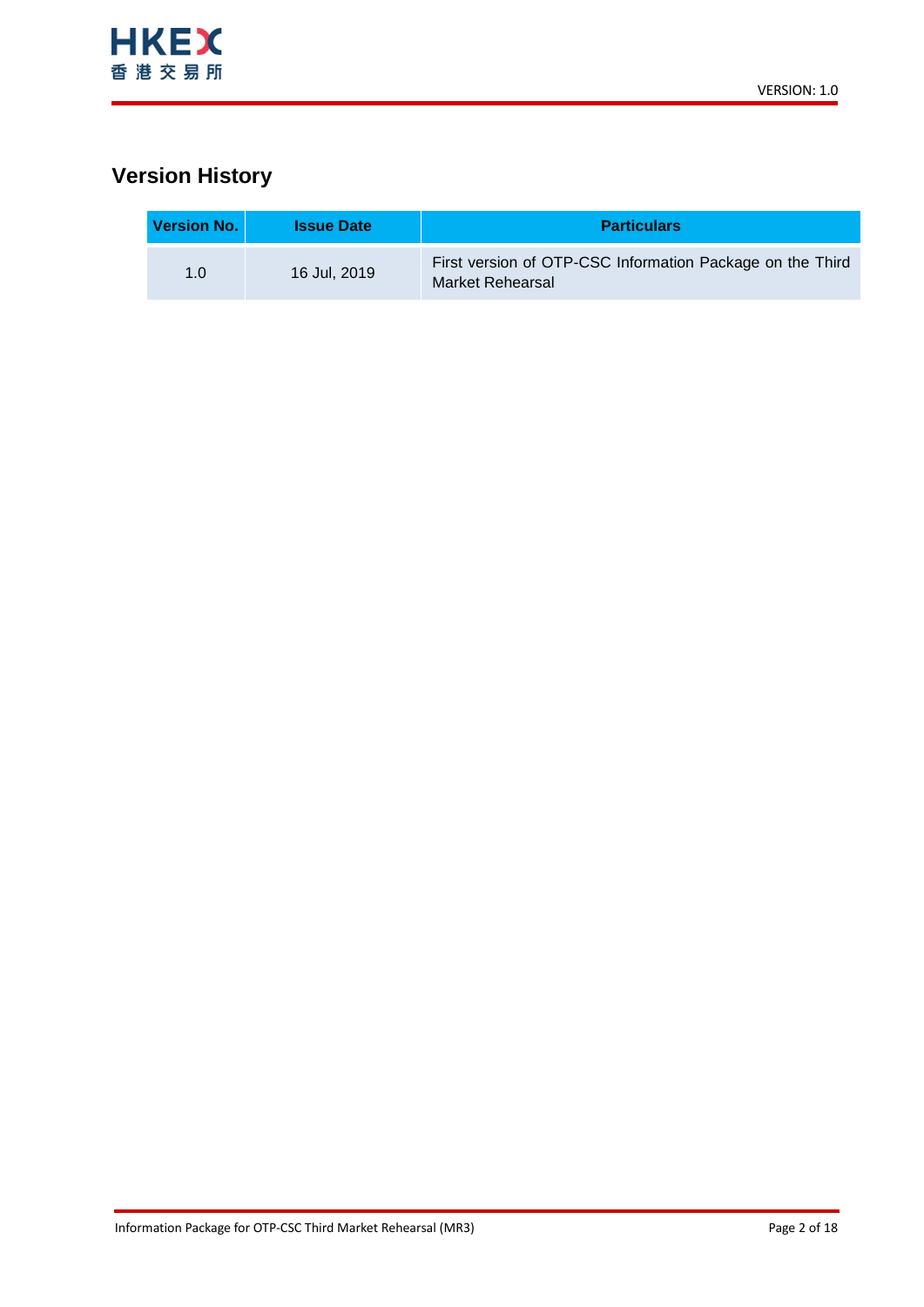# Version History

| Version No. | Issue Date | Particulars |
|---|---|---|
| 1.0 | 16 Jul, 2019 | First version of OTP-CSC Information Package on the Third Market Rehearsal |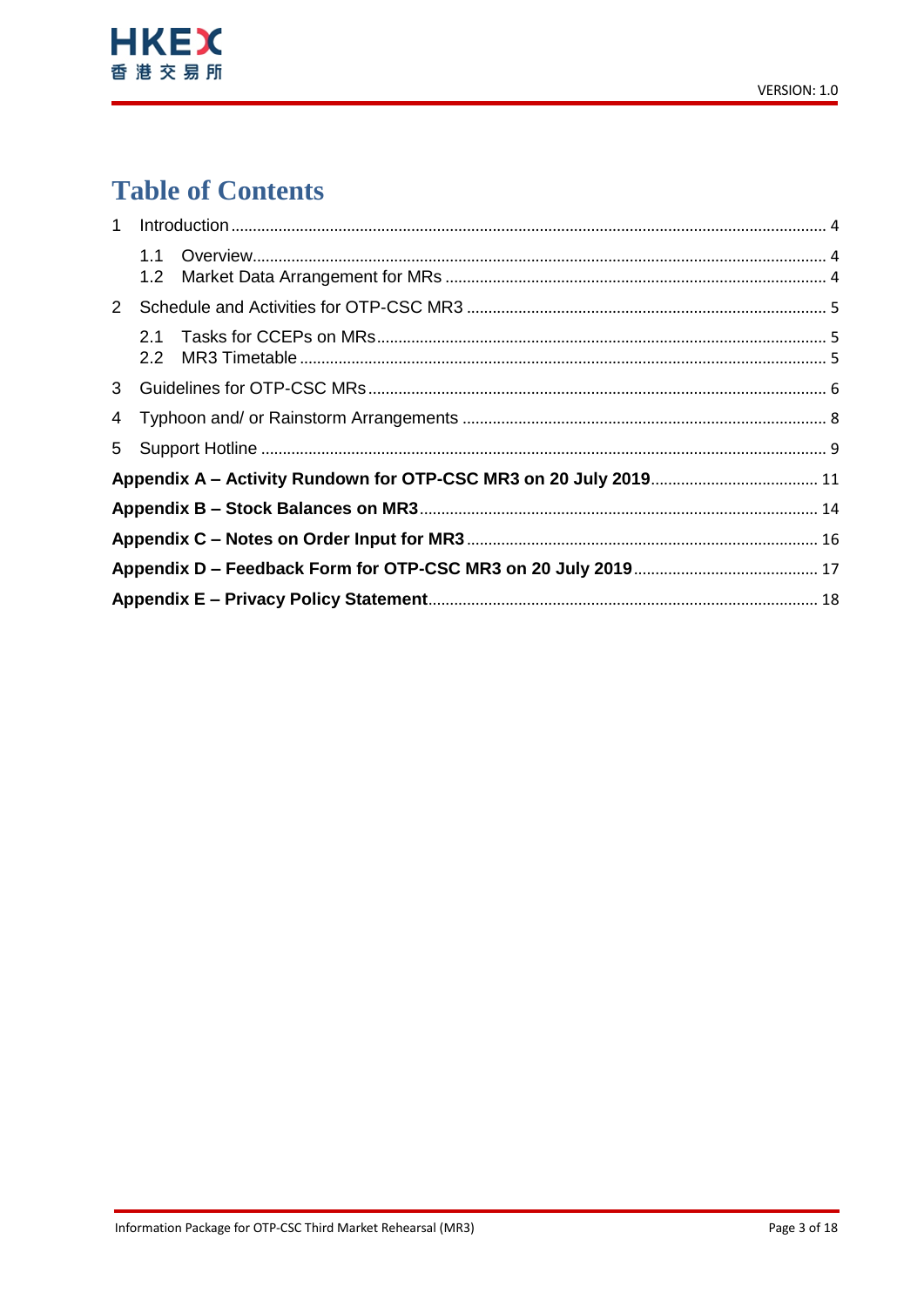# Table of Contents

1 Introduction ..... 4

  1.1 Overview ..... 4

  1.2 Market Data Arrangement for MRs ..... 4

2 Schedule and Activities for OTP-CSC MR3 ..... 5

  2.1 Tasks for CCEPs on MRs ..... 5

  2.2 MR3 Timetable ..... 5

3 Guidelines for OTP-CSC MRs ..... 6

4 Typhoon and/ or Rainstorm Arrangements ..... 8

5 Support Hotline ..... 9

**Appendix A – Activity Rundown for OTP-CSC MR3 on 20 July 2019** ..... 11

**Appendix B – Stock Balances on MR3** ..... 14

**Appendix C – Notes on Order Input for MR3** ..... 16

**Appendix D – Feedback Form for OTP-CSC MR3 on 20 July 2019** ..... 17

**Appendix E – Privacy Policy Statement** ..... 18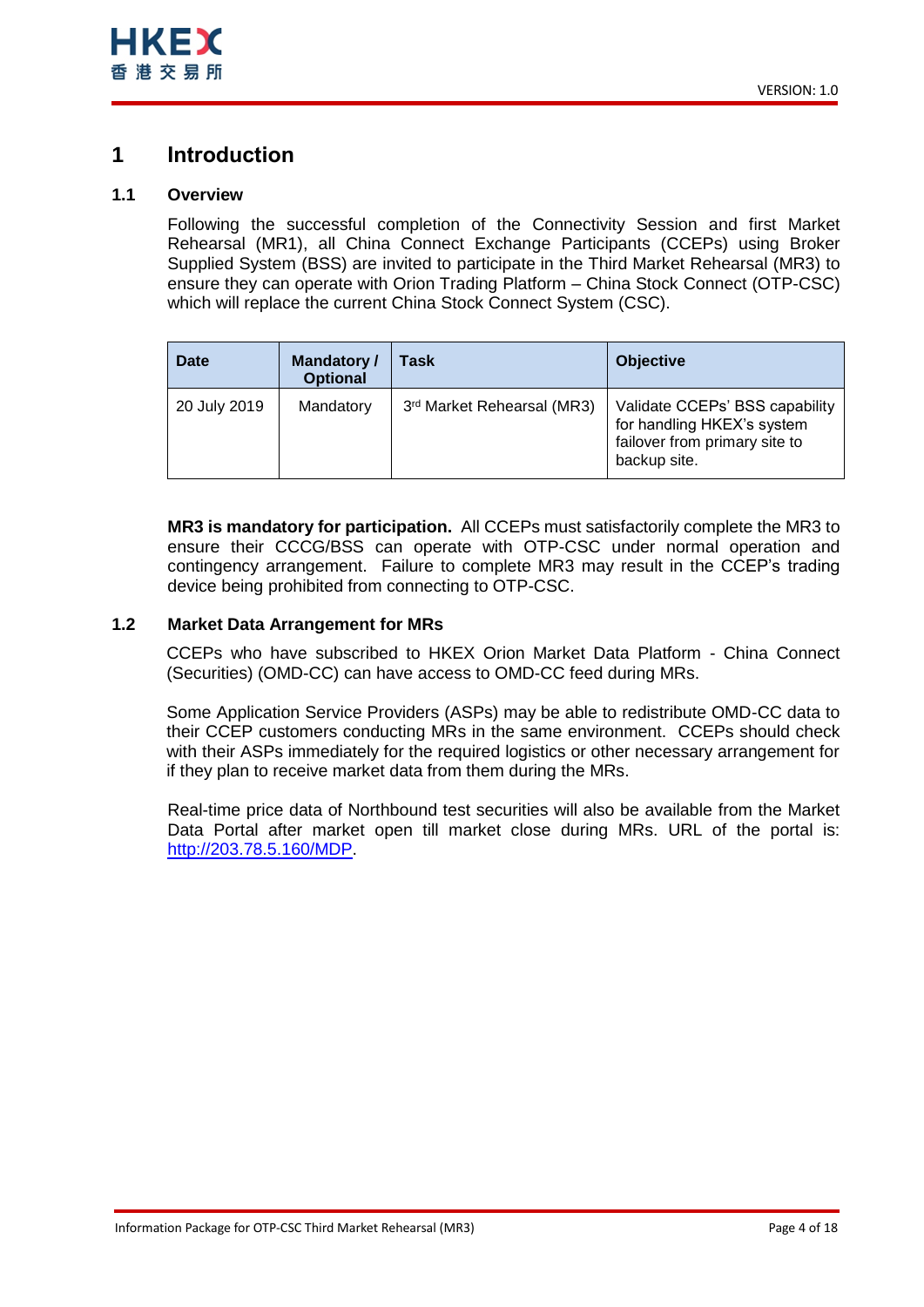# 1 Introduction

## 1.1 Overview

Following the successful completion of the Connectivity Session and first Market Rehearsal (MR1), all China Connect Exchange Participants (CCEPs) using Broker Supplied System (BSS) are invited to participate in the Third Market Rehearsal (MR3) to ensure they can operate with Orion Trading Platform – China Stock Connect (OTP-CSC) which will replace the current China Stock Connect System (CSC).

| Date | Mandatory / Optional | Task | Objective |
|---|---|---|---|
| 20 July 2019 | Mandatory | 3rd Market Rehearsal (MR3) | Validate CCEPs' BSS capability for handling HKEX's system failover from primary site to backup site. |

**MR3 is mandatory for participation.** All CCEPs must satisfactorily complete the MR3 to ensure their CCCG/BSS can operate with OTP-CSC under normal operation and contingency arrangement. Failure to complete MR3 may result in the CCEP's trading device being prohibited from connecting to OTP-CSC.

## 1.2 Market Data Arrangement for MRs

CCEPs who have subscribed to HKEX Orion Market Data Platform - China Connect (Securities) (OMD-CC) can have access to OMD-CC feed during MRs.

Some Application Service Providers (ASPs) may be able to redistribute OMD-CC data to their CCEP customers conducting MRs in the same environment. CCEPs should check with their ASPs immediately for the required logistics or other necessary arrangement for if they plan to receive market data from them during the MRs.

Real-time price data of Northbound test securities will also be available from the Market Data Portal after market open till market close during MRs. URL of the portal is: http://203.78.5.160/MDP.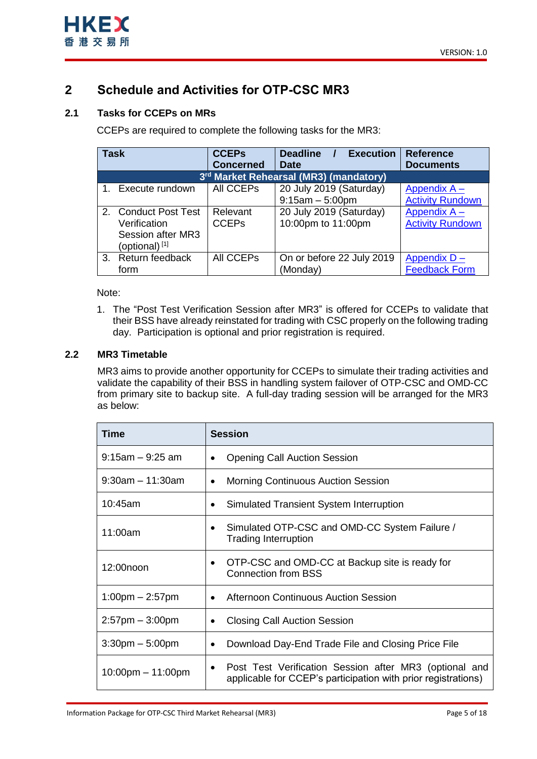## 2 Schedule and Activities for OTP-CSC MR3

### 2.1 Tasks for CCEPs on MRs

CCEPs are required to complete the following tasks for the MR3:

| Task | CCEPs Concerned | Deadline / Execution Date | Reference Documents |
|---|---|---|---|
| **3rd Market Rehearsal (MR3) (mandatory)** | | | |
| 1. Execute rundown | All CCEPs | 20 July 2019 (Saturday) 9:15am – 5:00pm | Appendix A – Activity Rundown |
| 2. Conduct Post Test Verification Session after MR3 (optional) [1] | Relevant CCEPs | 20 July 2019 (Saturday) 10:00pm to 11:00pm | Appendix A – Activity Rundown |
| 3. Return feedback form | All CCEPs | On or before 22 July 2019 (Monday) | Appendix D – Feedback Form |

Note:

1. The "Post Test Verification Session after MR3" is offered for CCEPs to validate that their BSS have already reinstated for trading with CSC properly on the following trading day. Participation is optional and prior registration is required.

### 2.2 MR3 Timetable

MR3 aims to provide another opportunity for CCEPs to simulate their trading activities and validate the capability of their BSS in handling system failover of OTP-CSC and OMD-CC from primary site to backup site. A full-day trading session will be arranged for the MR3 as below:

| Time | Session |
|---|---|
| 9:15am – 9:25 am | • Opening Call Auction Session |
| 9:30am – 11:30am | • Morning Continuous Auction Session |
| 10:45am | • Simulated Transient System Interruption |
| 11:00am | • Simulated OTP-CSC and OMD-CC System Failure / Trading Interruption |
| 12:00noon | • OTP-CSC and OMD-CC at Backup site is ready for Connection from BSS |
| 1:00pm – 2:57pm | • Afternoon Continuous Auction Session |
| 2:57pm – 3:00pm | • Closing Call Auction Session |
| 3:30pm – 5:00pm | • Download Day-End Trade File and Closing Price File |
| 10:00pm – 11:00pm | • Post Test Verification Session after MR3 (optional and applicable for CCEP's participation with prior registrations) |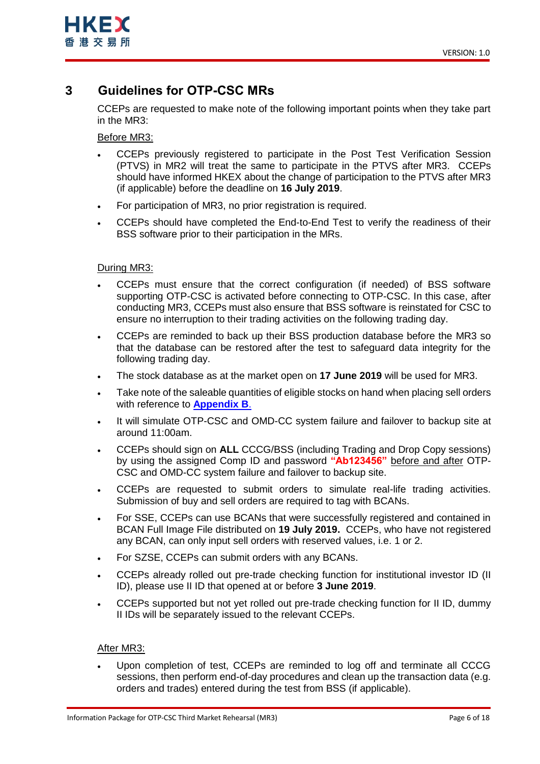# 3 Guidelines for OTP-CSC MRs

CCEPs are requested to make note of the following important points when they take part in the MR3:

Before MR3:

- CCEPs previously registered to participate in the Post Test Verification Session (PTVS) in MR2 will treat the same to participate in the PTVS after MR3. CCEPs should have informed HKEX about the change of participation to the PTVS after MR3 (if applicable) before the deadline on **16 July 2019**.
- For participation of MR3, no prior registration is required.
- CCEPs should have completed the End-to-End Test to verify the readiness of their BSS software prior to their participation in the MRs.

During MR3:

- CCEPs must ensure that the correct configuration (if needed) of BSS software supporting OTP-CSC is activated before connecting to OTP-CSC. In this case, after conducting MR3, CCEPs must also ensure that BSS software is reinstated for CSC to ensure no interruption to their trading activities on the following trading day.
- CCEPs are reminded to back up their BSS production database before the MR3 so that the database can be restored after the test to safeguard data integrity for the following trading day.
- The stock database as at the market open on **17 June 2019** will be used for MR3.
- Take note of the saleable quantities of eligible stocks on hand when placing sell orders with reference to **Appendix B**.
- It will simulate OTP-CSC and OMD-CC system failure and failover to backup site at around 11:00am.
- CCEPs should sign on **ALL** CCCG/BSS (including Trading and Drop Copy sessions) by using the assigned Comp ID and password **"Ab123456"** before and after OTP-CSC and OMD-CC system failure and failover to backup site.
- CCEPs are requested to submit orders to simulate real-life trading activities. Submission of buy and sell orders are required to tag with BCANs.
- For SSE, CCEPs can use BCANs that were successfully registered and contained in BCAN Full Image File distributed on **19 July 2019.** CCEPs, who have not registered any BCAN, can only input sell orders with reserved values, i.e. 1 or 2.
- For SZSE, CCEPs can submit orders with any BCANs.
- CCEPs already rolled out pre-trade checking function for institutional investor ID (II ID), please use II ID that opened at or before **3 June 2019**.
- CCEPs supported but not yet rolled out pre-trade checking function for II ID, dummy II IDs will be separately issued to the relevant CCEPs.

After MR3:

- Upon completion of test, CCEPs are reminded to log off and terminate all CCCG sessions, then perform end-of-day procedures and clean up the transaction data (e.g. orders and trades) entered during the test from BSS (if applicable).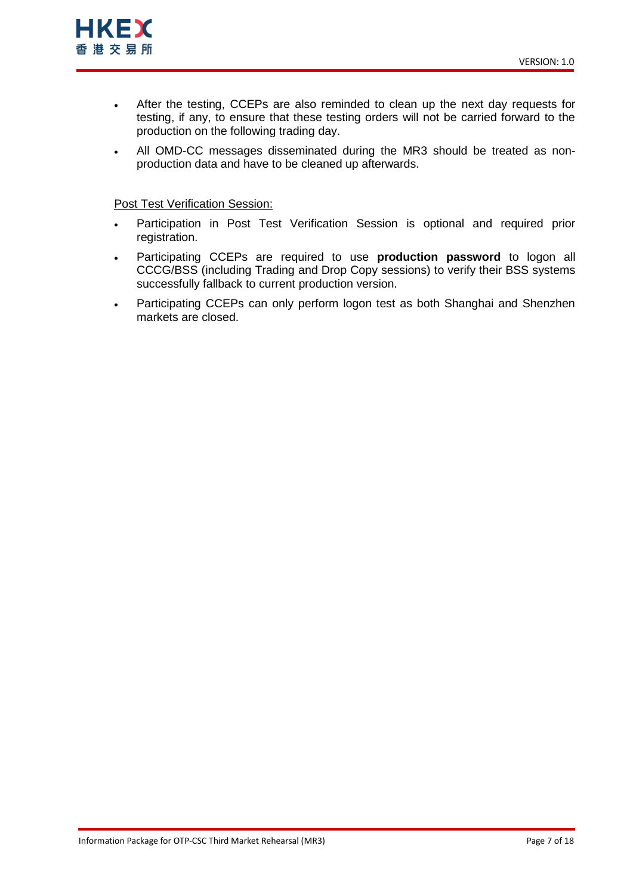- After the testing, CCEPs are also reminded to clean up the next day requests for testing, if any, to ensure that these testing orders will not be carried forward to the production on the following trading day.
- All OMD-CC messages disseminated during the MR3 should be treated as non-production data and have to be cleaned up afterwards.

<u>Post Test Verification Session:</u>

- Participation in Post Test Verification Session is optional and required prior registration.
- Participating CCEPs are required to use **production password** to logon all CCCG/BSS (including Trading and Drop Copy sessions) to verify their BSS systems successfully fallback to current production version.
- Participating CCEPs can only perform logon test as both Shanghai and Shenzhen markets are closed.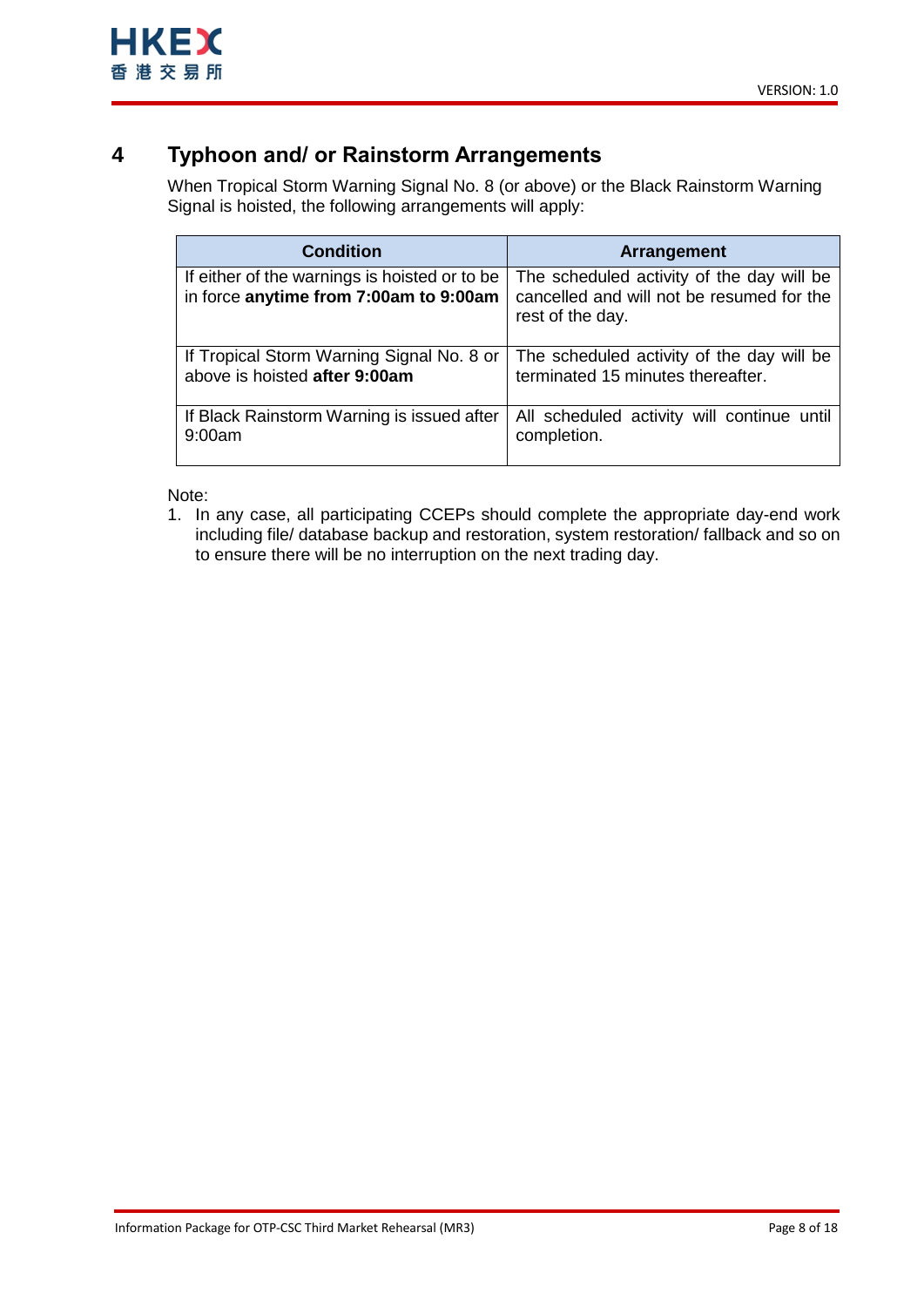# 4 Typhoon and/ or Rainstorm Arrangements

When Tropical Storm Warning Signal No. 8 (or above) or the Black Rainstorm Warning Signal is hoisted, the following arrangements will apply:

| Condition | Arrangement |
|---|---|
| If either of the warnings is hoisted or to be in force **anytime from 7:00am to 9:00am** | The scheduled activity of the day will be cancelled and will not be resumed for the rest of the day. |
| If Tropical Storm Warning Signal No. 8 or above is hoisted **after 9:00am** | The scheduled activity of the day will be terminated 15 minutes thereafter. |
| If Black Rainstorm Warning is issued after 9:00am | All scheduled activity will continue until completion. |

Note:

1. In any case, all participating CCEPs should complete the appropriate day-end work including file/ database backup and restoration, system restoration/ fallback and so on to ensure there will be no interruption on the next trading day.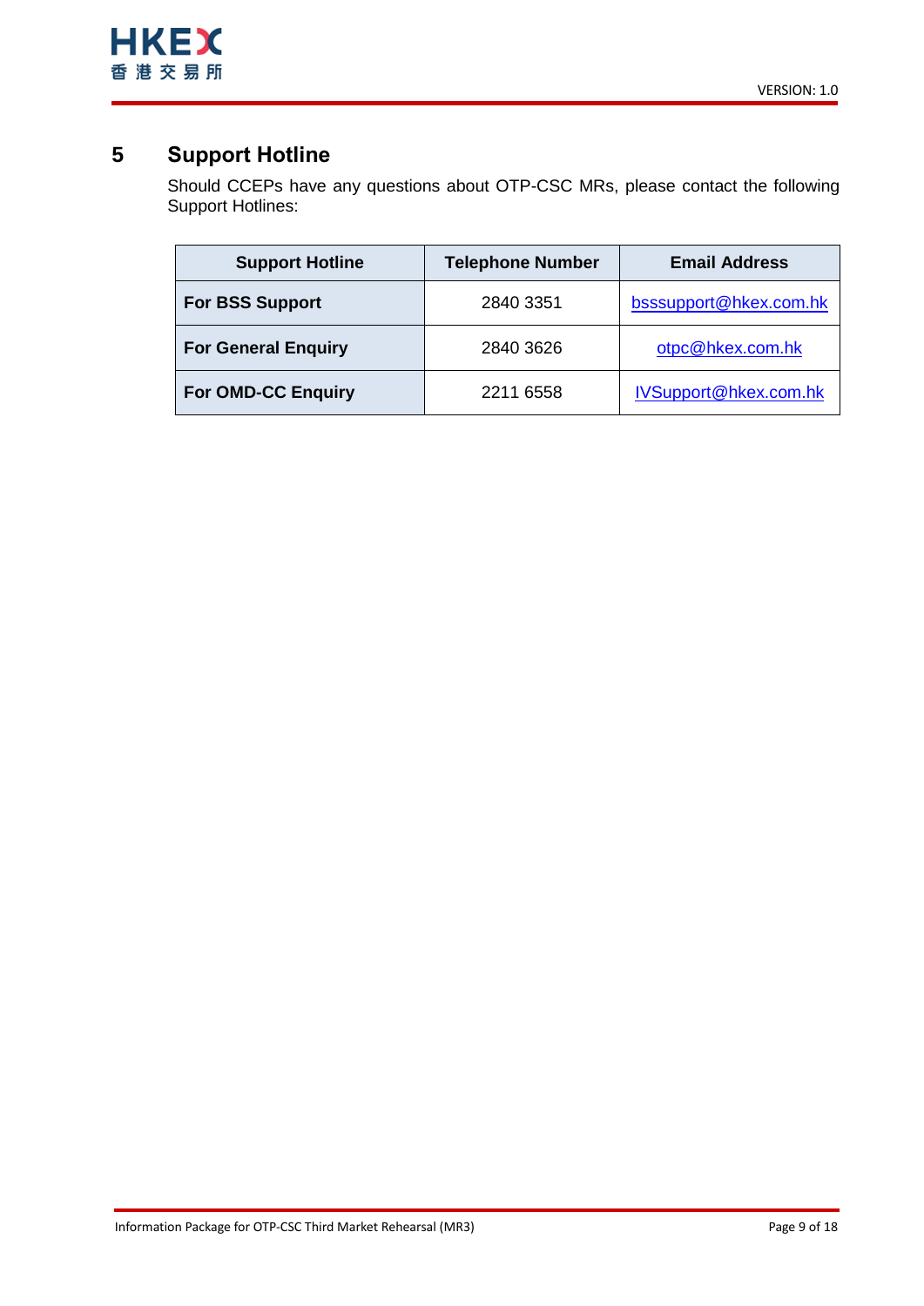# 5 Support Hotline

Should CCEPs have any questions about OTP-CSC MRs, please contact the following Support Hotlines:

| Support Hotline | Telephone Number | Email Address |
|---|---|---|
| **For BSS Support** | 2840 3351 | bsssupport@hkex.com.hk |
| **For General Enquiry** | 2840 3626 | otpc@hkex.com.hk |
| **For OMD-CC Enquiry** | 2211 6558 | IVSupport@hkex.com.hk |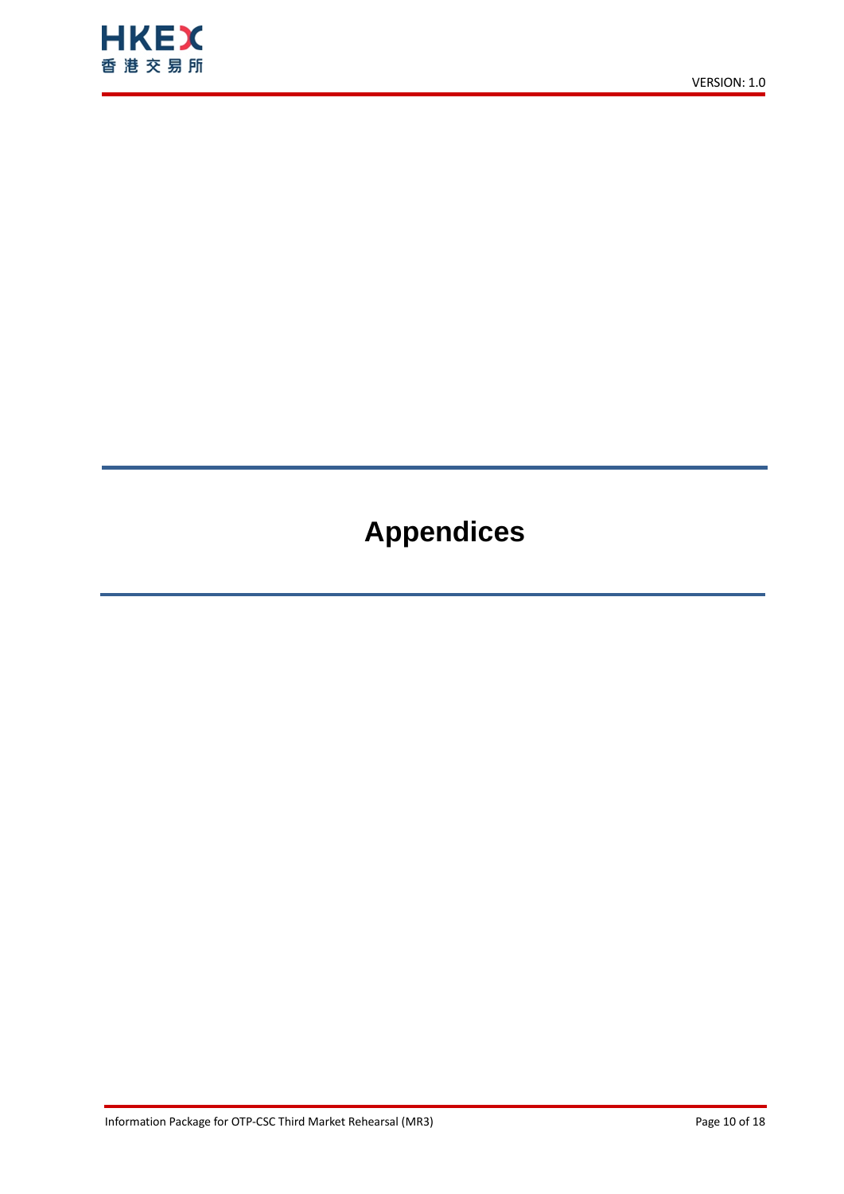# Appendices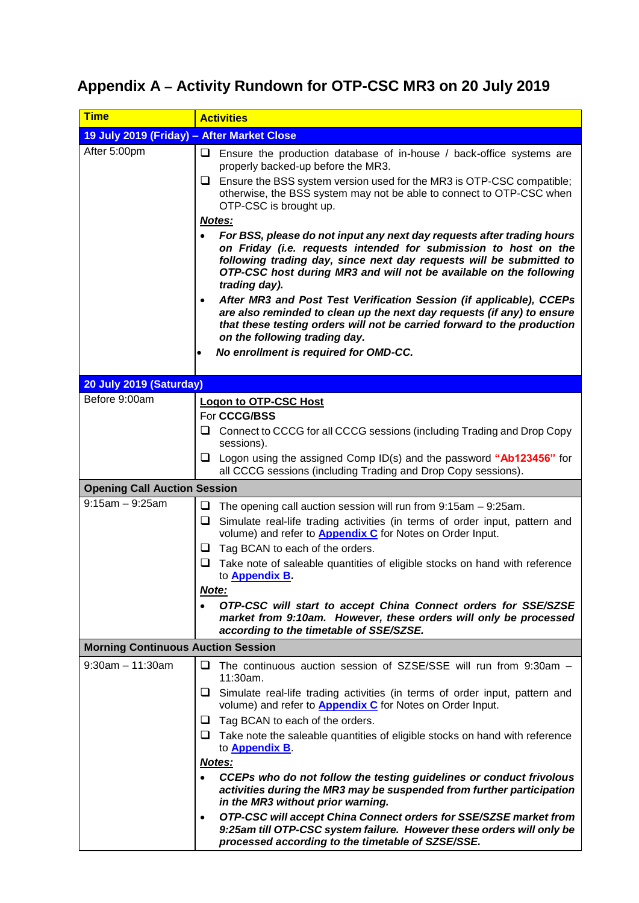# Appendix A – Activity Rundown for OTP-CSC MR3 on 20 July 2019

| Time | Activities |
|---|---|
| **19 July 2019 (Friday) – After Market Close** | |
| After 5:00pm | ❑ Ensure the production database of in-house / back-office systems are properly backed-up before the MR3.<br>❑ Ensure the BSS system version used for the MR3 is OTP-CSC compatible; otherwise, the BSS system may not be able to connect to OTP-CSC when OTP-CSC is brought up.<br>***Notes:***<br>• ***For BSS, please do not input any next day requests after trading hours on Friday (i.e. requests intended for submission to host on the following trading day, since next day requests will be submitted to OTP-CSC host during MR3 and will not be available on the following trading day).***<br>• ***After MR3 and Post Test Verification Session (if applicable), CCEPs are also reminded to clean up the next day requests (if any) to ensure that these testing orders will not be carried forward to the production on the following trading day.***<br>• ***No enrollment is required for OMD-CC.*** |
| **20 July 2019 (Saturday)** | |
| Before 9:00am | **Logon to OTP-CSC Host**<br>For **CCCG/BSS**<br>❑ Connect to CCCG for all CCCG sessions (including Trading and Drop Copy sessions).<br>❑ Logon using the assigned Comp ID(s) and the password **"Ab123456"** for all CCCG sessions (including Trading and Drop Copy sessions). |
| **Opening Call Auction Session** | |
| 9:15am – 9:25am | ❑ The opening call auction session will run from 9:15am – 9:25am.<br>❑ Simulate real-life trading activities (in terms of order input, pattern and volume) and refer to **Appendix C** for Notes on Order Input.<br>❑ Tag BCAN to each of the orders.<br>❑ Take note of saleable quantities of eligible stocks on hand with reference to **Appendix B**.<br>***Note:***<br>• ***OTP-CSC will start to accept China Connect orders for SSE/SZSE market from 9:10am. However, these orders will only be processed according to the timetable of SSE/SZSE.*** |
| **Morning Continuous Auction Session** | |
| 9:30am – 11:30am | ❑ The continuous auction session of SZSE/SSE will run from 9:30am – 11:30am.<br>❑ Simulate real-life trading activities (in terms of order input, pattern and volume) and refer to **Appendix C** for Notes on Order Input.<br>❑ Tag BCAN to each of the orders.<br>❑ Take note the saleable quantities of eligible stocks on hand with reference to **Appendix B**.<br>***Notes:***<br>• ***CCEPs who do not follow the testing guidelines or conduct frivolous activities during the MR3 may be suspended from further participation in the MR3 without prior warning.***<br>• ***OTP-CSC will accept China Connect orders for SSE/SZSE market from 9:25am till OTP-CSC system failure. However these orders will only be processed according to the timetable of SZSE/SSE.*** |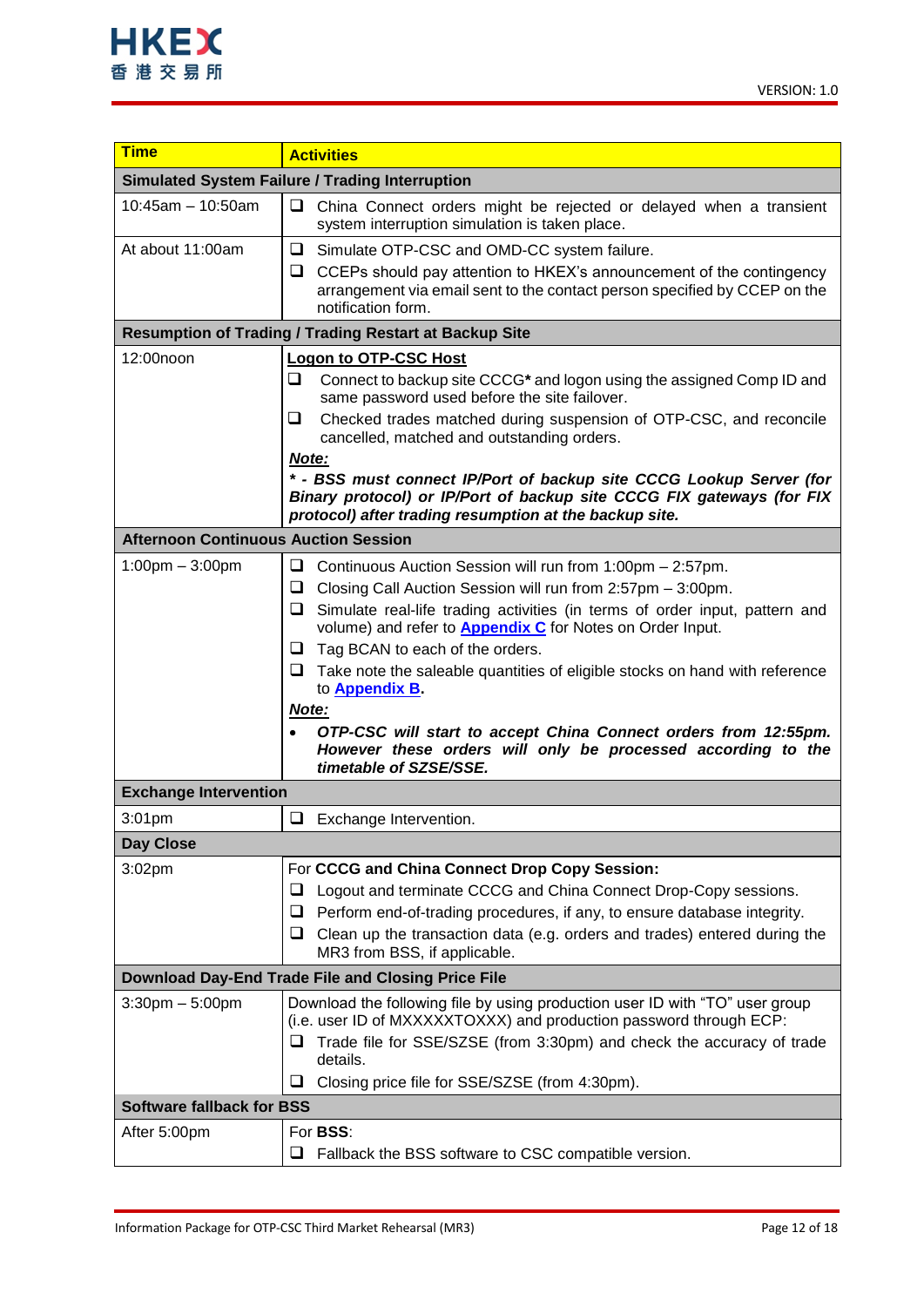| **Time** | **Activities** |
|---|---|
| **Simulated System Failure / Trading Interruption** | |
| 10:45am – 10:50am | ❑ China Connect orders might be rejected or delayed when a transient system interruption simulation is taken place. |
| At about 11:00am | ❑ Simulate OTP-CSC and OMD-CC system failure.<br>❑ CCEPs should pay attention to HKEX's announcement of the contingency arrangement via email sent to the contact person specified by CCEP on the notification form. |
| **Resumption of Trading / Trading Restart at Backup Site** | |
| 12:00noon | **<u>Logon to OTP-CSC Host</u>**<br>❑ Connect to backup site CCCG**\*** and logon using the assigned Comp ID and same password used before the site failover.<br>❑ Checked trades matched during suspension of OTP-CSC, and reconcile cancelled, matched and outstanding orders.<br>***<u>Note:</u>***<br>***\* - BSS must connect IP/Port of backup site CCCG Lookup Server (for Binary protocol) or IP/Port of backup site CCCG FIX gateways (for FIX protocol) after trading resumption at the backup site.*** |
| **Afternoon Continuous Auction Session** | |
| 1:00pm – 3:00pm | ❑ Continuous Auction Session will run from 1:00pm – 2:57pm.<br>❑ Closing Call Auction Session will run from 2:57pm – 3:00pm.<br>❑ Simulate real-life trading activities (in terms of order input, pattern and volume) and refer to **<u>Appendix C</u>** for Notes on Order Input.<br>❑ Tag BCAN to each of the orders.<br>❑ Take note the saleable quantities of eligible stocks on hand with reference to **<u>Appendix B</u>.**<br>***<u>Note:</u>***<br>• ***OTP-CSC will start to accept China Connect orders from 12:55pm. However these orders will only be processed according to the timetable of SZSE/SSE.*** |
| **Exchange Intervention** | |
| 3:01pm | ❑ Exchange Intervention. |
| **Day Close** | |
| 3:02pm | For **CCCG and China Connect Drop Copy Session:**<br>❑ Logout and terminate CCCG and China Connect Drop-Copy sessions.<br>❑ Perform end-of-trading procedures, if any, to ensure database integrity.<br>❑ Clean up the transaction data (e.g. orders and trades) entered during the MR3 from BSS, if applicable. |
| **Download Day-End Trade File and Closing Price File** | |
| 3:30pm – 5:00pm | Download the following file by using production user ID with "TO" user group (i.e. user ID of MXXXXXTOXXX) and production password through ECP:<br>❑ Trade file for SSE/SZSE (from 3:30pm) and check the accuracy of trade details.<br>❑ Closing price file for SSE/SZSE (from 4:30pm). |
| **Software fallback for BSS** | |
| After 5:00pm | For **BSS**:<br>❑ Fallback the BSS software to CSC compatible version. |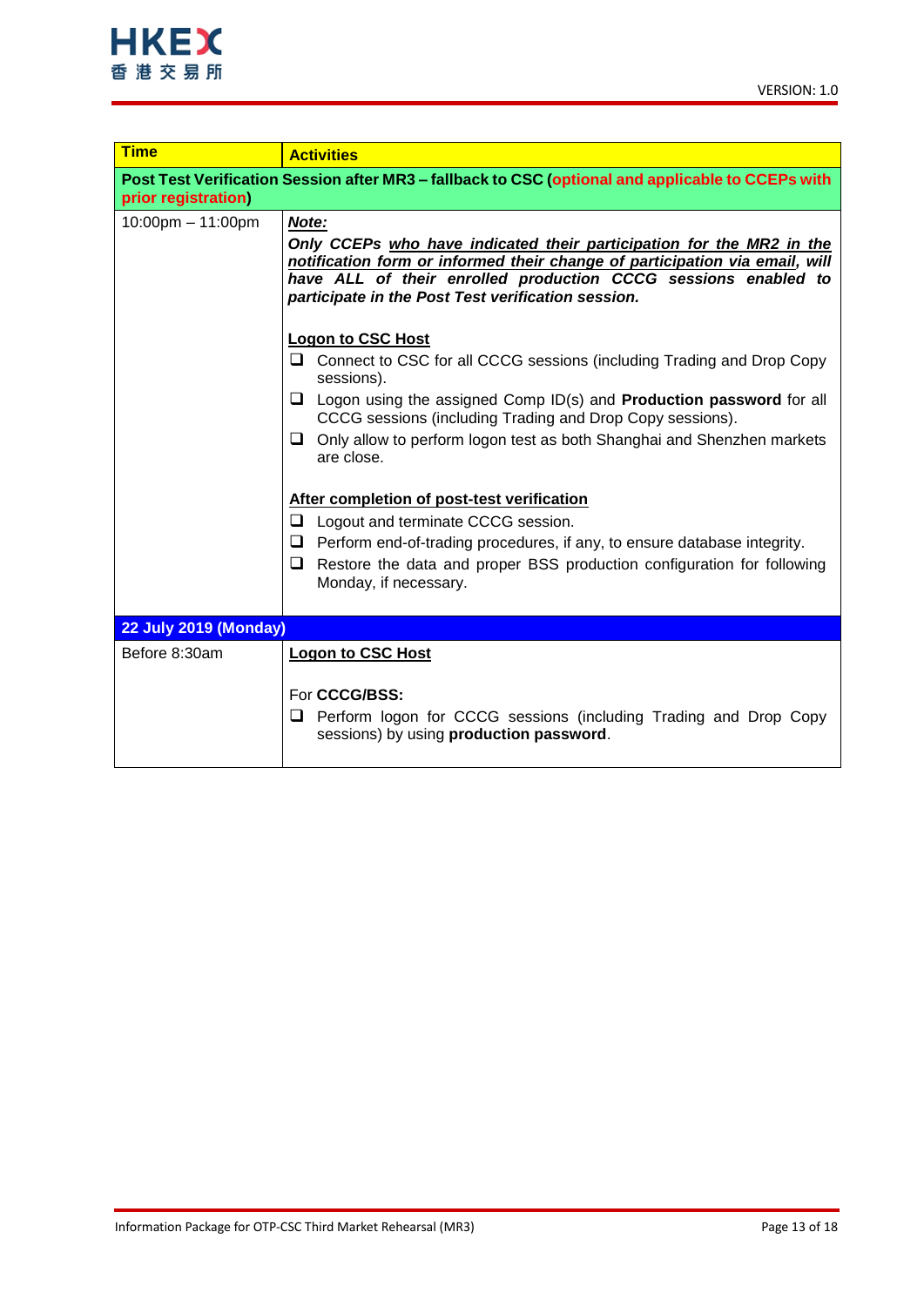| Time | Activities |
|---|---|
| **Post Test Verification Session after MR3 – fallback to CSC (optional and applicable to CCEPs with prior registration)** | |
| 10:00pm – 11:00pm | ***Note:*** <br> ***Only CCEPs who have indicated their participation for the MR2 in the notification form or informed their change of participation via email, will have ALL of their enrolled production CCCG sessions enabled to participate in the Post Test verification session.*** <br><br> **Logon to CSC Host** <br> ❑ Connect to CSC for all CCCG sessions (including Trading and Drop Copy sessions). <br> ❑ Logon using the assigned Comp ID(s) and **Production password** for all CCCG sessions (including Trading and Drop Copy sessions). <br> ❑ Only allow to perform logon test as both Shanghai and Shenzhen markets are close. <br><br> **After completion of post-test verification** <br> ❑ Logout and terminate CCCG session. <br> ❑ Perform end-of-trading procedures, if any, to ensure database integrity. <br> ❑ Restore the data and proper BSS production configuration for following Monday, if necessary. |
| **22 July 2019 (Monday)** | |
| Before 8:30am | **Logon to CSC Host** <br><br> For **CCCG/BSS:** <br> ❑ Perform logon for CCCG sessions (including Trading and Drop Copy sessions) by using **production password**. |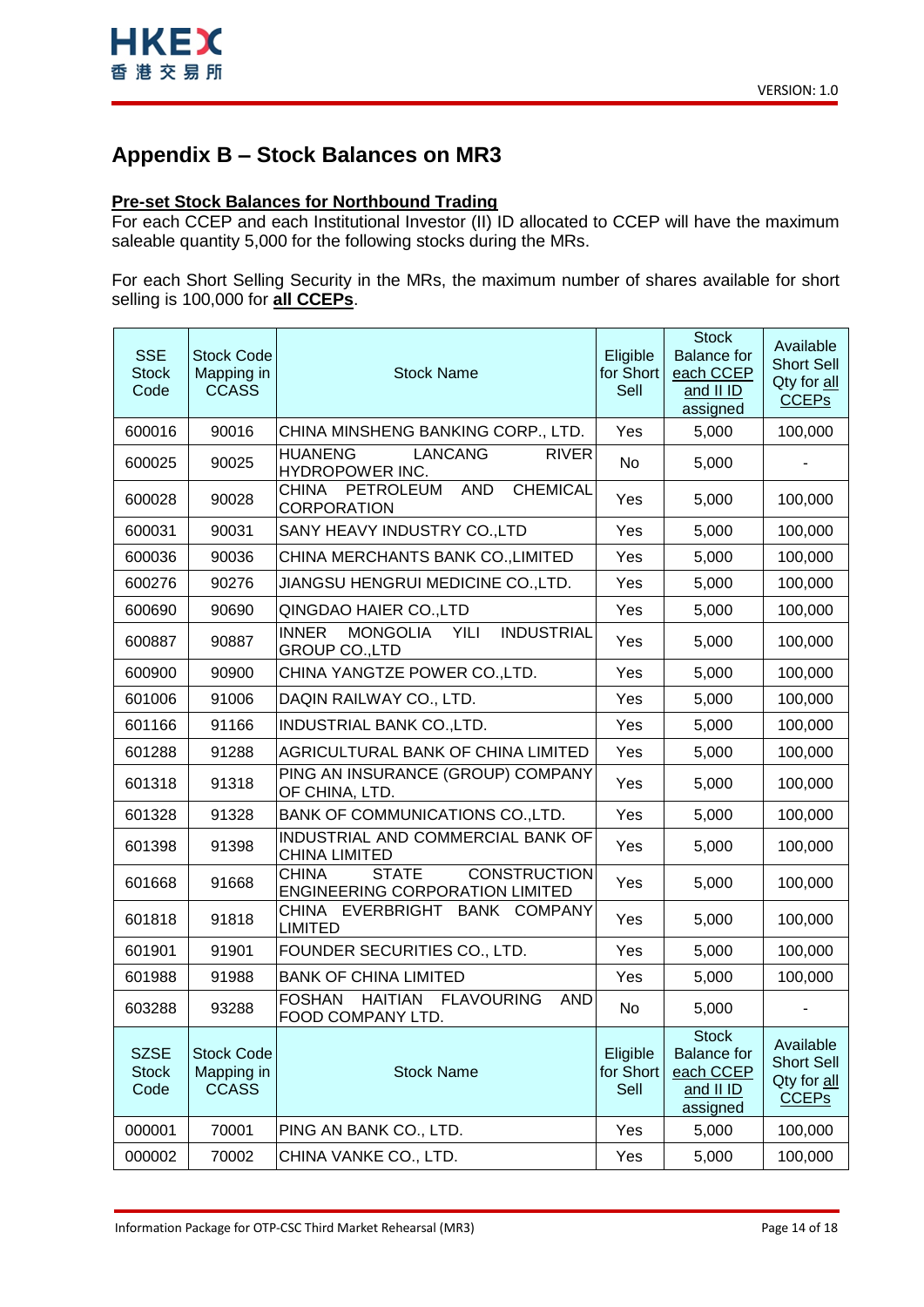## Appendix B – Stock Balances on MR3

**Pre-set Stock Balances for Northbound Trading**

For each CCEP and each Institutional Investor (II) ID allocated to CCEP will have the maximum saleable quantity 5,000 for the following stocks during the MRs.

For each Short Selling Security in the MRs, the maximum number of shares available for short selling is 100,000 for **all CCEPs**.

| SSE Stock Code | Stock Code Mapping in CCASS | Stock Name | Eligible for Short Sell | Stock Balance for each CCEP and II ID assigned | Available Short Sell Qty for all CCEPs |
|---|---|---|---|---|---|
| 600016 | 90016 | CHINA MINSHENG BANKING CORP., LTD. | Yes | 5,000 | 100,000 |
| 600025 | 90025 | HUANENG LANCANG RIVER HYDROPOWER INC. | No | 5,000 | - |
| 600028 | 90028 | CHINA PETROLEUM AND CHEMICAL CORPORATION | Yes | 5,000 | 100,000 |
| 600031 | 90031 | SANY HEAVY INDUSTRY CO.,LTD | Yes | 5,000 | 100,000 |
| 600036 | 90036 | CHINA MERCHANTS BANK CO.,LIMITED | Yes | 5,000 | 100,000 |
| 600276 | 90276 | JIANGSU HENGRUI MEDICINE CO.,LTD. | Yes | 5,000 | 100,000 |
| 600690 | 90690 | QINGDAO HAIER CO.,LTD | Yes | 5,000 | 100,000 |
| 600887 | 90887 | INNER MONGOLIA YILI INDUSTRIAL GROUP CO.,LTD | Yes | 5,000 | 100,000 |
| 600900 | 90900 | CHINA YANGTZE POWER CO.,LTD. | Yes | 5,000 | 100,000 |
| 601006 | 91006 | DAQIN RAILWAY CO., LTD. | Yes | 5,000 | 100,000 |
| 601166 | 91166 | INDUSTRIAL BANK CO.,LTD. | Yes | 5,000 | 100,000 |
| 601288 | 91288 | AGRICULTURAL BANK OF CHINA LIMITED | Yes | 5,000 | 100,000 |
| 601318 | 91318 | PING AN INSURANCE (GROUP) COMPANY OF CHINA, LTD. | Yes | 5,000 | 100,000 |
| 601328 | 91328 | BANK OF COMMUNICATIONS CO.,LTD. | Yes | 5,000 | 100,000 |
| 601398 | 91398 | INDUSTRIAL AND COMMERCIAL BANK OF CHINA LIMITED | Yes | 5,000 | 100,000 |
| 601668 | 91668 | CHINA STATE CONSTRUCTION ENGINEERING CORPORATION LIMITED | Yes | 5,000 | 100,000 |
| 601818 | 91818 | CHINA EVERBRIGHT BANK COMPANY LIMITED | Yes | 5,000 | 100,000 |
| 601901 | 91901 | FOUNDER SECURITIES CO., LTD. | Yes | 5,000 | 100,000 |
| 601988 | 91988 | BANK OF CHINA LIMITED | Yes | 5,000 | 100,000 |
| 603288 | 93288 | FOSHAN HAITIAN FLAVOURING AND FOOD COMPANY LTD. | No | 5,000 | - |
| **SZSE Stock Code** | **Stock Code Mapping in CCASS** | **Stock Name** | **Eligible for Short Sell** | **Stock Balance for each CCEP and II ID assigned** | **Available Short Sell Qty for all CCEPs** |
| 000001 | 70001 | PING AN BANK CO., LTD. | Yes | 5,000 | 100,000 |
| 000002 | 70002 | CHINA VANKE CO., LTD. | Yes | 5,000 | 100,000 |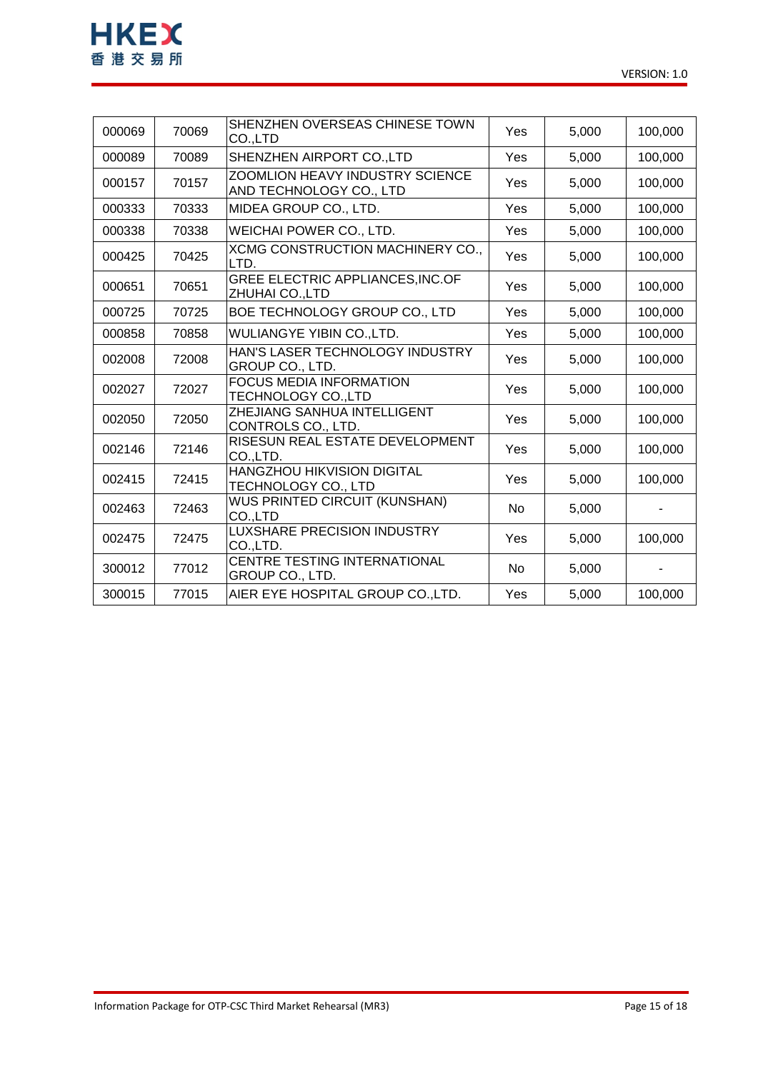| 000069 | 70069 | SHENZHEN OVERSEAS CHINESE TOWN CO.,LTD | Yes | 5,000 | 100,000 |
|---|---|---|---|---|---|
| 000089 | 70089 | SHENZHEN AIRPORT CO.,LTD | Yes | 5,000 | 100,000 |
| 000157 | 70157 | ZOOMLION HEAVY INDUSTRY SCIENCE AND TECHNOLOGY CO., LTD | Yes | 5,000 | 100,000 |
| 000333 | 70333 | MIDEA GROUP CO., LTD. | Yes | 5,000 | 100,000 |
| 000338 | 70338 | WEICHAI POWER CO., LTD. | Yes | 5,000 | 100,000 |
| 000425 | 70425 | XCMG CONSTRUCTION MACHINERY CO., LTD. | Yes | 5,000 | 100,000 |
| 000651 | 70651 | GREE ELECTRIC APPLIANCES,INC.OF ZHUHAI CO.,LTD | Yes | 5,000 | 100,000 |
| 000725 | 70725 | BOE TECHNOLOGY GROUP CO., LTD | Yes | 5,000 | 100,000 |
| 000858 | 70858 | WULIANGYE YIBIN CO.,LTD. | Yes | 5,000 | 100,000 |
| 002008 | 72008 | HAN'S LASER TECHNOLOGY INDUSTRY GROUP CO., LTD. | Yes | 5,000 | 100,000 |
| 002027 | 72027 | FOCUS MEDIA INFORMATION TECHNOLOGY CO.,LTD | Yes | 5,000 | 100,000 |
| 002050 | 72050 | ZHEJIANG SANHUA INTELLIGENT CONTROLS CO., LTD. | Yes | 5,000 | 100,000 |
| 002146 | 72146 | RISESUN REAL ESTATE DEVELOPMENT CO.,LTD. | Yes | 5,000 | 100,000 |
| 002415 | 72415 | HANGZHOU HIKVISION DIGITAL TECHNOLOGY CO., LTD | Yes | 5,000 | 100,000 |
| 002463 | 72463 | WUS PRINTED CIRCUIT (KUNSHAN) CO.,LTD | No | 5,000 | - |
| 002475 | 72475 | LUXSHARE PRECISION INDUSTRY CO.,LTD. | Yes | 5,000 | 100,000 |
| 300012 | 77012 | CENTRE TESTING INTERNATIONAL GROUP CO., LTD. | No | 5,000 | - |
| 300015 | 77015 | AIER EYE HOSPITAL GROUP CO.,LTD. | Yes | 5,000 | 100,000 |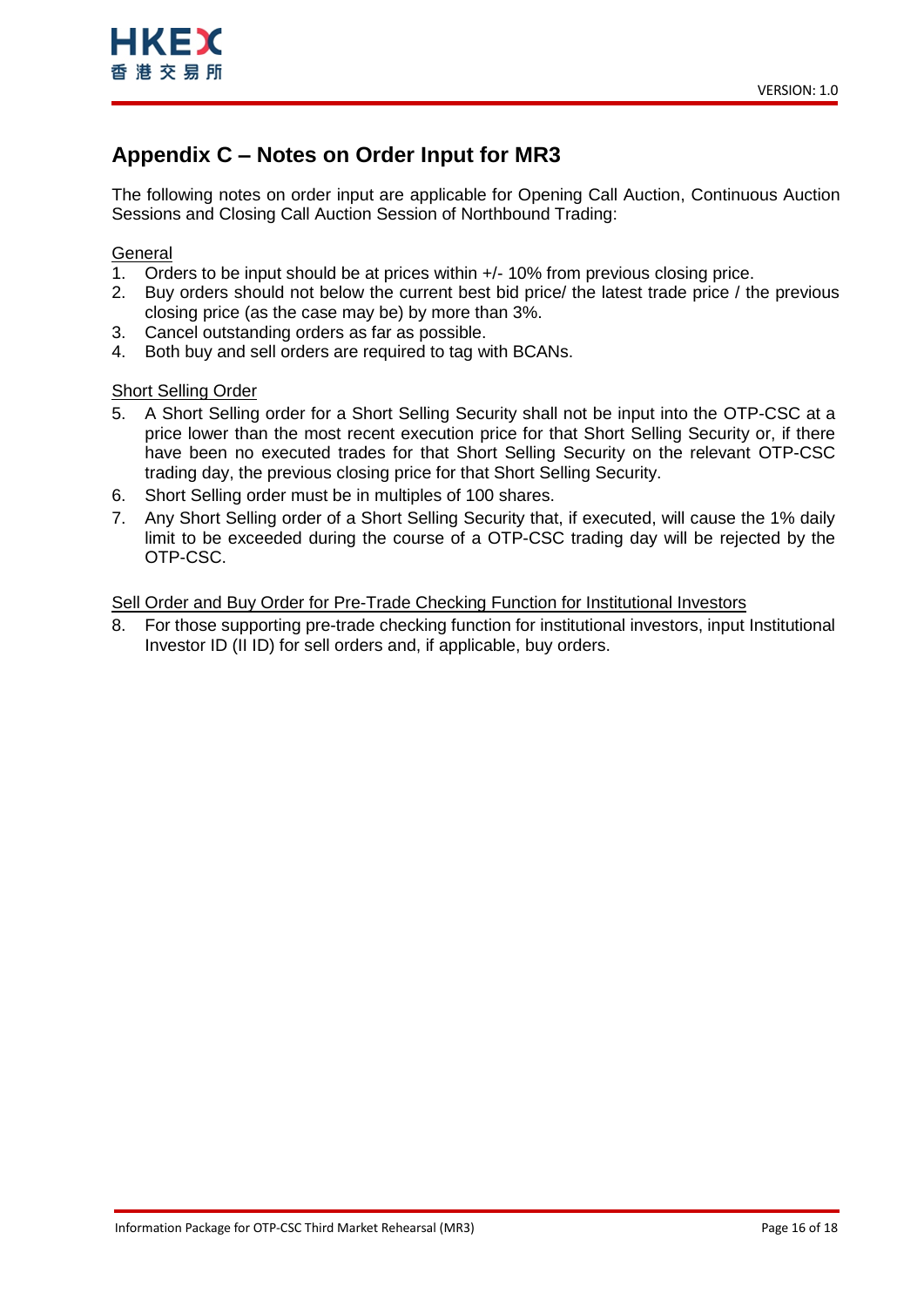# Appendix C – Notes on Order Input for MR3

The following notes on order input are applicable for Opening Call Auction, Continuous Auction Sessions and Closing Call Auction Session of Northbound Trading:

General

1. Orders to be input should be at prices within +/- 10% from previous closing price.
2. Buy orders should not below the current best bid price/ the latest trade price / the previous closing price (as the case may be) by more than 3%.
3. Cancel outstanding orders as far as possible.
4. Both buy and sell orders are required to tag with BCANs.

Short Selling Order

5. A Short Selling order for a Short Selling Security shall not be input into the OTP-CSC at a price lower than the most recent execution price for that Short Selling Security or, if there have been no executed trades for that Short Selling Security on the relevant OTP-CSC trading day, the previous closing price for that Short Selling Security.
6. Short Selling order must be in multiples of 100 shares.
7. Any Short Selling order of a Short Selling Security that, if executed, will cause the 1% daily limit to be exceeded during the course of a OTP-CSC trading day will be rejected by the OTP-CSC.

Sell Order and Buy Order for Pre-Trade Checking Function for Institutional Investors

8. For those supporting pre-trade checking function for institutional investors, input Institutional Investor ID (II ID) for sell orders and, if applicable, buy orders.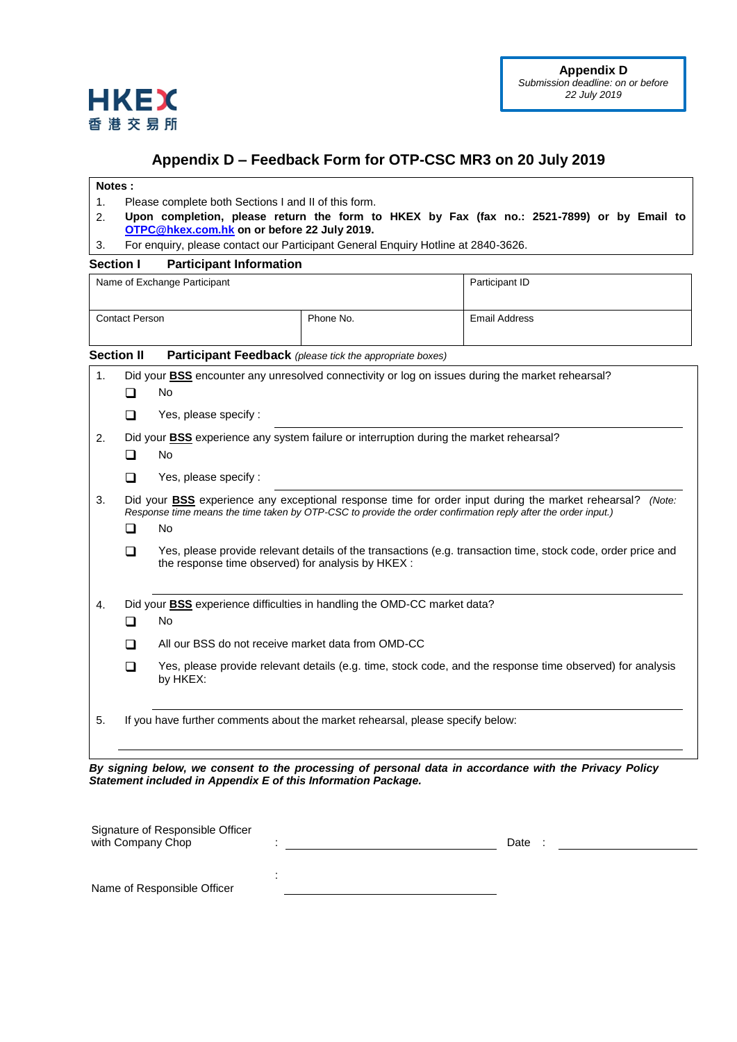HKEX
香港交易所

**Appendix D**
*Submission deadline: on or before 22 July 2019*

# Appendix D – Feedback Form for OTP-CSC MR3 on 20 July 2019

**Notes :**

1. Please complete both Sections I and II of this form.
2. **Upon completion, please return the form to HKEX by Fax (fax no.: 2521-7899) or by Email to OTPC@hkex.com.hk on or before 22 July 2019.**
3. For enquiry, please contact our Participant General Enquiry Hotline at 2840-3626.

## Section I Participant Information

| Name of Exchange Participant | | Participant ID |
|---|---|---|
| Contact Person | Phone No. | Email Address |

## Section II Participant Feedback *(please tick the appropriate boxes)*

1. Did your **BSS** encounter any unresolved connectivity or log on issues during the market rehearsal?
   - ☐ No
   - ☐ Yes, please specify : ______________________

2. Did your **BSS** experience any system failure or interruption during the market rehearsal?
   - ☐ No
   - ☐ Yes, please specify : ______________________

3. Did your **BSS** experience any exceptional response time for order input during the market rehearsal? *(Note: Response time means the time taken by OTP-CSC to provide the order confirmation reply after the order input.)*
   - ☐ No
   - ☐ Yes, please provide relevant details of the transactions (e.g. transaction time, stock code, order price and the response time observed) for analysis by HKEX :

   ______________________

4. Did your **BSS** experience difficulties in handling the OMD-CC market data?
   - ☐ No
   - ☐ All our BSS do not receive market data from OMD-CC
   - ☐ Yes, please provide relevant details (e.g. time, stock code, and the response time observed) for analysis by HKEX:

   ______________________

5. If you have further comments about the market rehearsal, please specify below:

   ______________________

***By signing below, we consent to the processing of personal data in accordance with the Privacy Policy Statement included in Appendix E of this Information Package.***

Signature of Responsible Officer with Company Chop : ______________________ Date : ______________________

Name of Responsible Officer : ______________________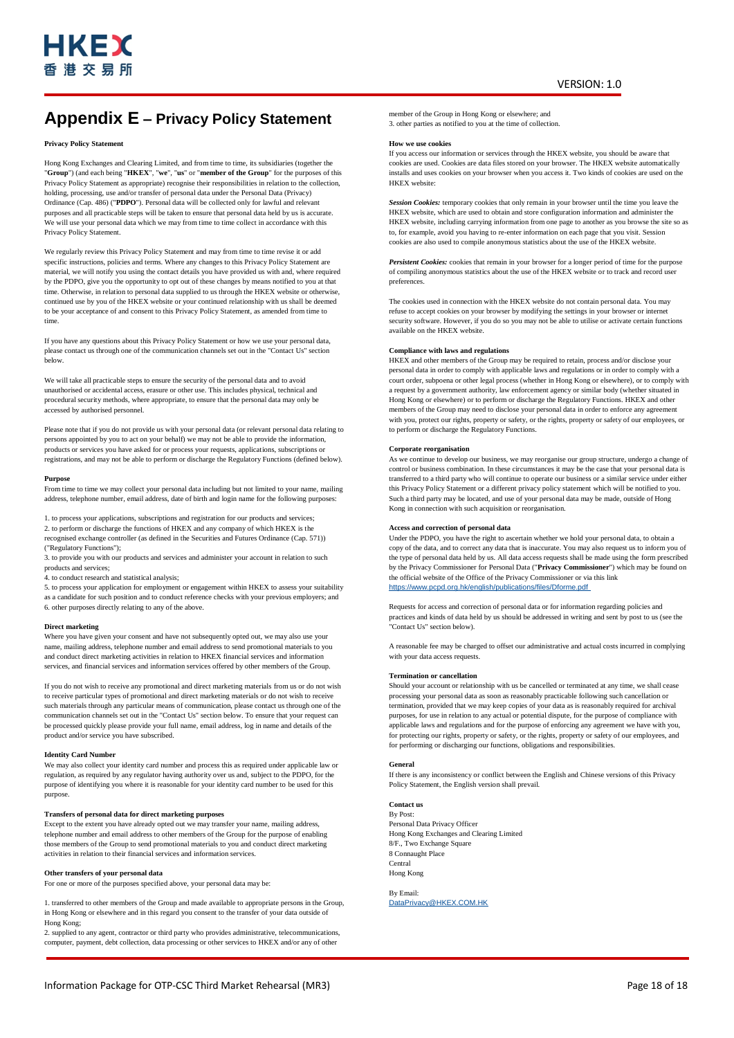# Appendix E – Privacy Policy Statement

**Privacy Policy Statement**

Hong Kong Exchanges and Clearing Limited, and from time to time, its subsidiaries (together the "**Group**") (and each being "**HKEX**", "**we**", "**us**" or "**member of the Group**" for the purposes of this Privacy Policy Statement as appropriate) recognise their responsibilities in relation to the collection, holding, processing, use and/or transfer of personal data under the Personal Data (Privacy) Ordinance (Cap. 486) ("**PDPO**"). Personal data will be collected only for lawful and relevant purposes and all practicable steps will be taken to ensure that personal data held by us is accurate. We will use your personal data which we may from time to time collect in accordance with this Privacy Policy Statement.

We regularly review this Privacy Policy Statement and may from time to time revise it or add specific instructions, policies and terms. Where any changes to this Privacy Policy Statement are material, we will notify you using the contact details you have provided us with and, where required by the PDPO, give you the opportunity to opt out of these changes by means notified to you at that time. Otherwise, in relation to personal data supplied to us through the HKEX website or otherwise, continued use by you of the HKEX website or your continued relationship with us shall be deemed to be your acceptance of and consent to this Privacy Policy Statement, as amended from time to time.

If you have any questions about this Privacy Policy Statement or how we use your personal data, please contact us through one of the communication channels set out in the "Contact Us" section below.

We will take all practicable steps to ensure the security of the personal data and to avoid unauthorised or accidental access, erasure or other use. This includes physical, technical and procedural security methods, where appropriate, to ensure that the personal data may only be accessed by authorised personnel.

Please note that if you do not provide us with your personal data (or relevant personal data relating to persons appointed by you to act on your behalf) we may not be able to provide the information, products or services you have asked for or process your requests, applications, subscriptions or registrations, and may not be able to perform or discharge the Regulatory Functions (defined below).

**Purpose**

From time to time we may collect your personal data including but not limited to your name, mailing address, telephone number, email address, date of birth and login name for the following purposes:

1. to process your applications, subscriptions and registration for our products and services;
2. to perform or discharge the functions of HKEX and any company of which HKEX is the recognised exchange controller (as defined in the Securities and Futures Ordinance (Cap. 571)) ("Regulatory Functions");
3. to provide you with our products and services and administer your account in relation to such products and services;
4. to conduct research and statistical analysis;
5. to process your application for employment or engagement within HKEX to assess your suitability as a candidate for such position and to conduct reference checks with your previous employers; and
6. other purposes directly relating to any of the above.

**Direct marketing**

Where you have given your consent and have not subsequently opted out, we may also use your name, mailing address, telephone number and email address to send promotional materials to you and conduct direct marketing activities in relation to HKEX financial services and information services, and financial services and information services offered by other members of the Group.

If you do not wish to receive any promotional and direct marketing materials from us or do not wish to receive particular types of promotional and direct marketing materials or do not wish to receive such materials through any particular means of communication, please contact us through one of the communication channels set out in the "Contact Us" section below. To ensure that your request can be processed quickly please provide your full name, email address, log in name and details of the product and/or service you have subscribed.

**Identity Card Number**

We may also collect your identity card number and process this as required under applicable law or regulation, as required by any regulator having authority over us and, subject to the PDPO, for the purpose of identifying you where it is reasonable for your identity card number to be used for this purpose.

**Transfers of personal data for direct marketing purposes**

Except to the extent you have already opted out we may transfer your name, mailing address, telephone number and email address to other members of the Group for the purpose of enabling those members of the Group to send promotional materials to you and conduct direct marketing activities in relation to their financial services and information services.

**Other transfers of your personal data**

For one or more of the purposes specified above, your personal data may be:

1. transferred to other members of the Group and made available to appropriate persons in the Group, in Hong Kong or elsewhere and in this regard you consent to the transfer of your data outside of Hong Kong;
2. supplied to any agent, contractor or third party who provides administrative, telecommunications, computer, payment, debt collection, data processing or other services to HKEX and/or any of other member of the Group in Hong Kong or elsewhere; and
3. other parties as notified to you at the time of collection.

**How we use cookies**

If you access our information or services through the HKEX website, you should be aware that cookies are used. Cookies are data files stored on your browser. The HKEX website automatically installs and uses cookies on your browser when you access it. Two kinds of cookies are used on the HKEX website:

***Session Cookies:*** temporary cookies that only remain in your browser until the time you leave the HKEX website, which are used to obtain and store configuration information and administer the HKEX website, including carrying information from one page to another as you browse the site so as to, for example, avoid you having to re-enter information on each page that you visit. Session cookies are also used to compile anonymous statistics about the use of the HKEX website.

***Persistent Cookies:*** cookies that remain in your browser for a longer period of time for the purpose of compiling anonymous statistics about the use of the HKEX website or to track and record user preferences.

The cookies used in connection with the HKEX website do not contain personal data. You may refuse to accept cookies on your browser by modifying the settings in your browser or internet security software. However, if you do so you may not be able to utilise or activate certain functions available on the HKEX website.

**Compliance with laws and regulations**

HKEX and other members of the Group may be required to retain, process and/or disclose your personal data in order to comply with applicable laws and regulations or in order to comply with a court order, subpoena or other legal process (whether in Hong Kong or elsewhere), or to comply with a request by a government authority, law enforcement agency or similar body (whether situated in Hong Kong or elsewhere) or to perform or discharge the Regulatory Functions. HKEX and other members of the Group may need to disclose your personal data in order to enforce any agreement with you, protect our rights, property or safety, or the rights, property or safety of our employees, or to perform or discharge the Regulatory Functions.

**Corporate reorganisation**

As we continue to develop our business, we may reorganise our group structure, undergo a change of control or business combination. In these circumstances it may be the case that your personal data is transferred to a third party who will continue to operate our business or a similar service under either this Privacy Policy Statement or a different privacy policy statement which will be notified to you. Such a third party may be located, and use of your personal data may be made, outside of Hong Kong in connection with such acquisition or reorganisation.

**Access and correction of personal data**

Under the PDPO, you have the right to ascertain whether we hold your personal data, to obtain a copy of the data, and to correct any data that is inaccurate. You may also request us to inform you of the type of personal data held by us. All data access requests shall be made using the form prescribed by the Privacy Commissioner for Personal Data ("**Privacy Commissioner**") which may be found on the official website of the Office of the Privacy Commissioner or via this link https://www.pcpd.org.hk/english/publications/files/Dforme.pdf

Requests for access and correction of personal data or for information regarding policies and practices and kinds of data held by us should be addressed in writing and sent by post to us (see the "Contact Us" section below).

A reasonable fee may be charged to offset our administrative and actual costs incurred in complying with your data access requests.

**Termination or cancellation**

Should your account or relationship with us be cancelled or terminated at any time, we shall cease processing your personal data as soon as reasonably practicable following such cancellation or termination, provided that we may keep copies of your data as is reasonably required for archival purposes, for use in relation to any actual or potential dispute, for the purpose of compliance with applicable laws and regulations and for the purpose of enforcing any agreement we have with you, for protecting our rights, property or safety, or the rights, property or safety of our employees, and for performing or discharging our functions, obligations and responsibilities.

**General**

If there is any inconsistency or conflict between the English and Chinese versions of this Privacy Policy Statement, the English version shall prevail.

**Contact us**

By Post:
Personal Data Privacy Officer
Hong Kong Exchanges and Clearing Limited
8/F., Two Exchange Square
8 Connaught Place
Central
Hong Kong

By Email:
DataPrivacy@HKEX.COM.HK